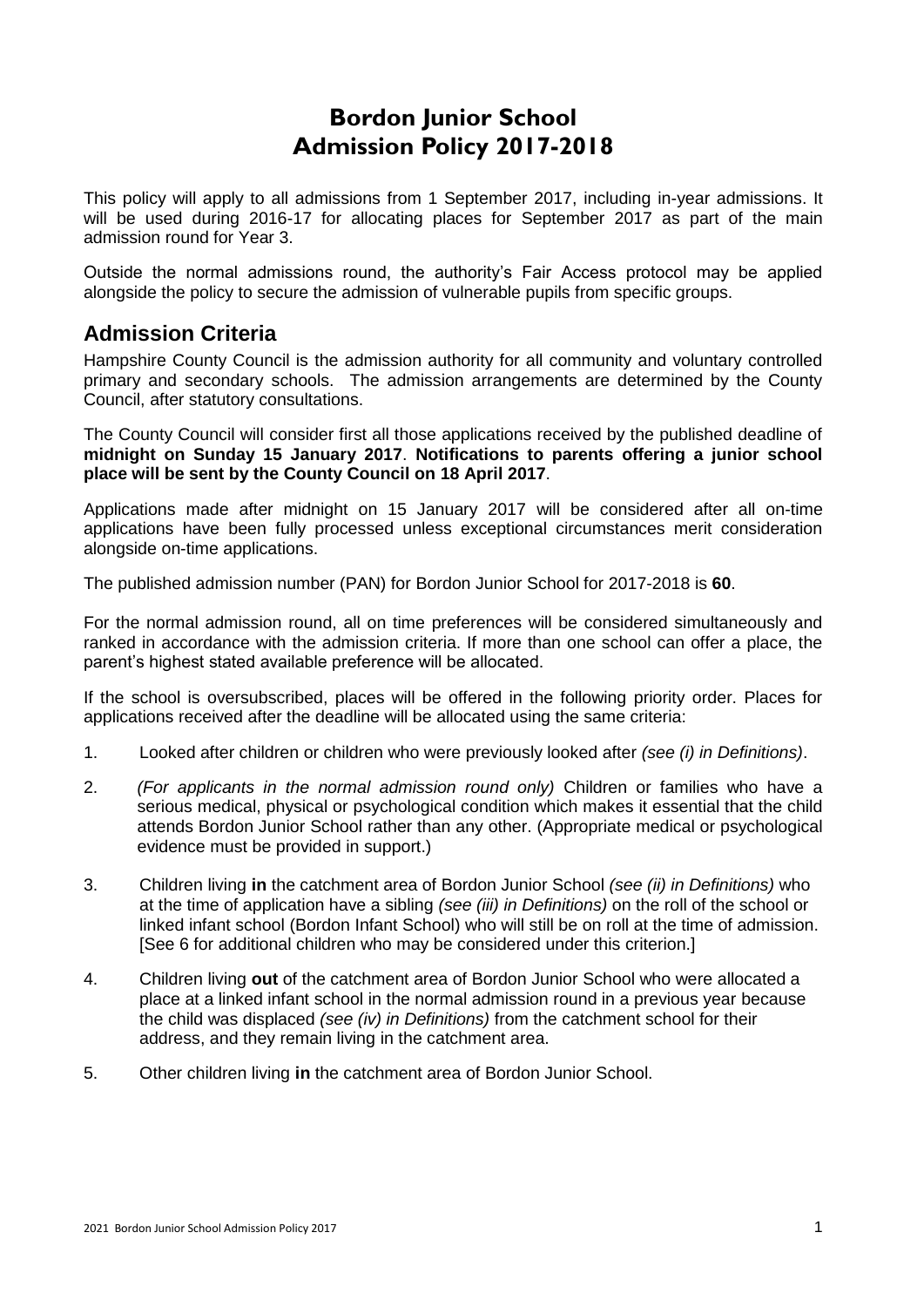# Bordon Junior School
# Admission Policy 2017-2018

This policy will apply to all admissions from 1 September 2017, including in-year admissions. It will be used during 2016-17 for allocating places for September 2017 as part of the main admission round for Year 3.

Outside the normal admissions round, the authority's Fair Access protocol may be applied alongside the policy to secure the admission of vulnerable pupils from specific groups.

## Admission Criteria

Hampshire County Council is the admission authority for all community and voluntary controlled primary and secondary schools. The admission arrangements are determined by the County Council, after statutory consultations.

The County Council will consider first all those applications received by the published deadline of **midnight on Sunday 15 January 2017**. **Notifications to parents offering a junior school place will be sent by the County Council on 18 April 2017**.

Applications made after midnight on 15 January 2017 will be considered after all on-time applications have been fully processed unless exceptional circumstances merit consideration alongside on-time applications.

The published admission number (PAN) for Bordon Junior School for 2017-2018 is **60**.

For the normal admission round, all on time preferences will be considered simultaneously and ranked in accordance with the admission criteria. If more than one school can offer a place, the parent's highest stated available preference will be allocated.

If the school is oversubscribed, places will be offered in the following priority order. Places for applications received after the deadline will be allocated using the same criteria:

1. Looked after children or children who were previously looked after *(see (i) in Definitions)*.
2. *(For applicants in the normal admission round only)* Children or families who have a serious medical, physical or psychological condition which makes it essential that the child attends Bordon Junior School rather than any other. (Appropriate medical or psychological evidence must be provided in support.)
3. Children living **in** the catchment area of Bordon Junior School *(see (ii) in Definitions)* who at the time of application have a sibling *(see (iii) in Definitions)* on the roll of the school or linked infant school (Bordon Infant School) who will still be on roll at the time of admission. [See 6 for additional children who may be considered under this criterion.]
4. Children living **out** of the catchment area of Bordon Junior School who were allocated a place at a linked infant school in the normal admission round in a previous year because the child was displaced *(see (iv) in Definitions)* from the catchment school for their address, and they remain living in the catchment area.
5. Other children living **in** the catchment area of Bordon Junior School.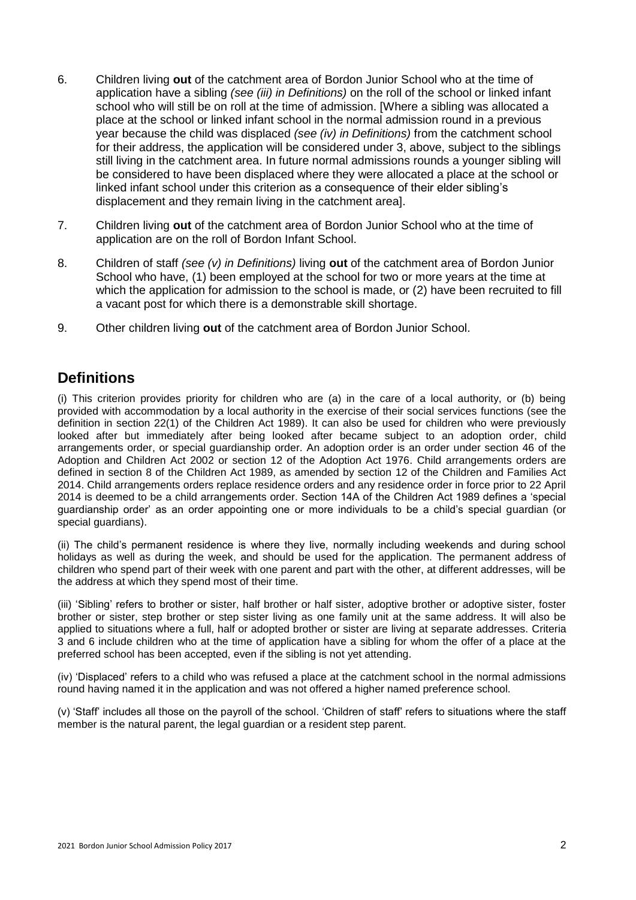6. Children living **out** of the catchment area of Bordon Junior School who at the time of application have a sibling *(see (iii) in Definitions)* on the roll of the school or linked infant school who will still be on roll at the time of admission. [Where a sibling was allocated a place at the school or linked infant school in the normal admission round in a previous year because the child was displaced *(see (iv) in Definitions)* from the catchment school for their address, the application will be considered under 3, above, subject to the siblings still living in the catchment area. In future normal admissions rounds a younger sibling will be considered to have been displaced where they were allocated a place at the school or linked infant school under this criterion as a consequence of their elder sibling's displacement and they remain living in the catchment area].

7. Children living **out** of the catchment area of Bordon Junior School who at the time of application are on the roll of Bordon Infant School.

8. Children of staff *(see (v) in Definitions)* living **out** of the catchment area of Bordon Junior School who have, (1) been employed at the school for two or more years at the time at which the application for admission to the school is made, or (2) have been recruited to fill a vacant post for which there is a demonstrable skill shortage.

9. Other children living **out** of the catchment area of Bordon Junior School.

## Definitions

(i) This criterion provides priority for children who are (a) in the care of a local authority, or (b) being provided with accommodation by a local authority in the exercise of their social services functions (see the definition in section 22(1) of the Children Act 1989). It can also be used for children who were previously looked after but immediately after being looked after became subject to an adoption order, child arrangements order, or special guardianship order. An adoption order is an order under section 46 of the Adoption and Children Act 2002 or section 12 of the Adoption Act 1976. Child arrangements orders are defined in section 8 of the Children Act 1989, as amended by section 12 of the Children and Families Act 2014. Child arrangements orders replace residence orders and any residence order in force prior to 22 April 2014 is deemed to be a child arrangements order. Section 14A of the Children Act 1989 defines a 'special guardianship order' as an order appointing one or more individuals to be a child's special guardian (or special guardians).

(ii) The child's permanent residence is where they live, normally including weekends and during school holidays as well as during the week, and should be used for the application. The permanent address of children who spend part of their week with one parent and part with the other, at different addresses, will be the address at which they spend most of their time.

(iii) 'Sibling' refers to brother or sister, half brother or half sister, adoptive brother or adoptive sister, foster brother or sister, step brother or step sister living as one family unit at the same address. It will also be applied to situations where a full, half or adopted brother or sister are living at separate addresses. Criteria 3 and 6 include children who at the time of application have a sibling for whom the offer of a place at the preferred school has been accepted, even if the sibling is not yet attending.

(iv) 'Displaced' refers to a child who was refused a place at the catchment school in the normal admissions round having named it in the application and was not offered a higher named preference school.

(v) 'Staff' includes all those on the payroll of the school. 'Children of staff' refers to situations where the staff member is the natural parent, the legal guardian or a resident step parent.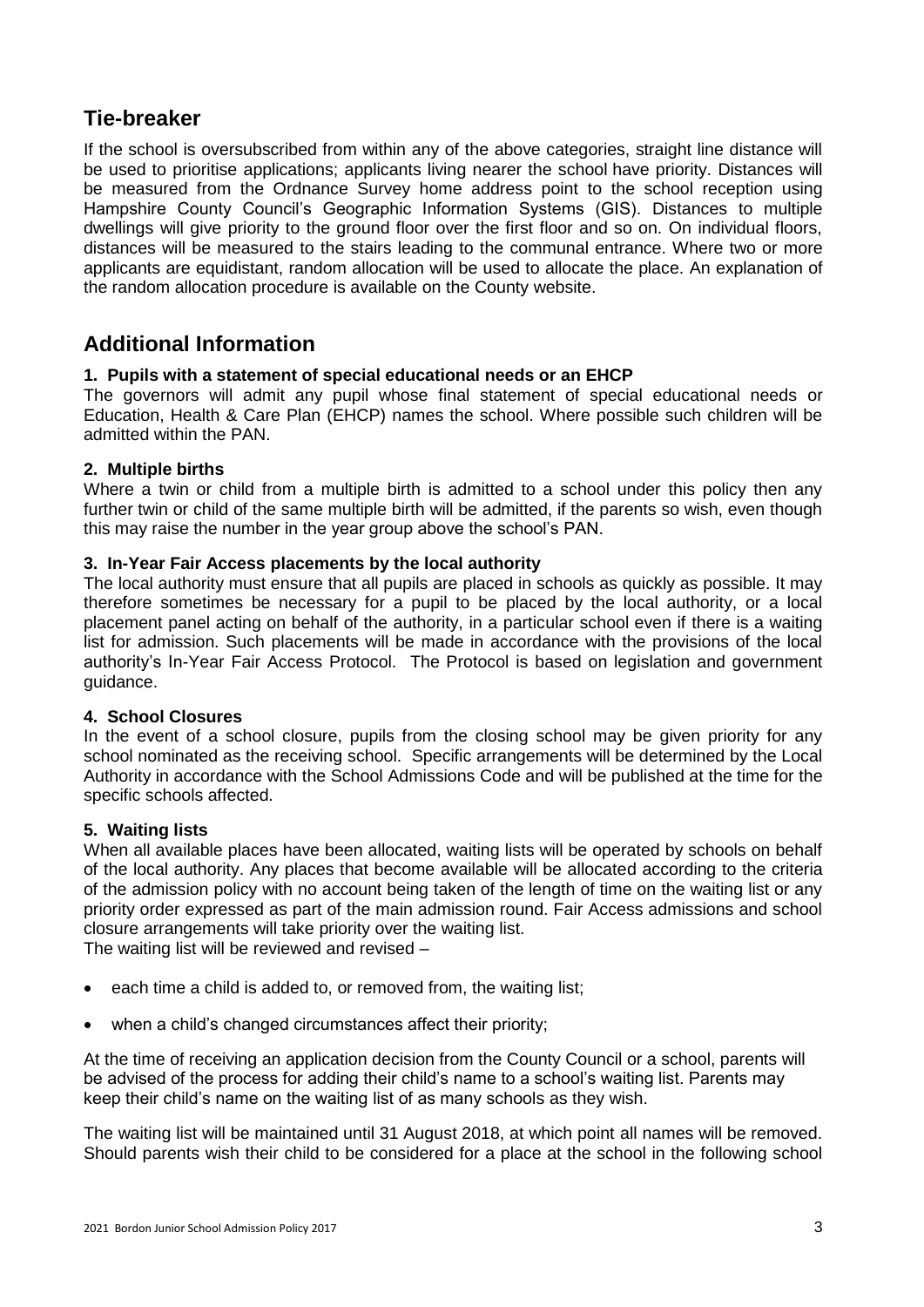## Tie-breaker

If the school is oversubscribed from within any of the above categories, straight line distance will be used to prioritise applications; applicants living nearer the school have priority. Distances will be measured from the Ordnance Survey home address point to the school reception using Hampshire County Council's Geographic Information Systems (GIS). Distances to multiple dwellings will give priority to the ground floor over the first floor and so on. On individual floors, distances will be measured to the stairs leading to the communal entrance. Where two or more applicants are equidistant, random allocation will be used to allocate the place. An explanation of the random allocation procedure is available on the County website.

## Additional Information

**1. Pupils with a statement of special educational needs or an EHCP**

The governors will admit any pupil whose final statement of special educational needs or Education, Health & Care Plan (EHCP) names the school. Where possible such children will be admitted within the PAN.

**2. Multiple births**

Where a twin or child from a multiple birth is admitted to a school under this policy then any further twin or child of the same multiple birth will be admitted, if the parents so wish, even though this may raise the number in the year group above the school's PAN.

**3. In-Year Fair Access placements by the local authority**

The local authority must ensure that all pupils are placed in schools as quickly as possible. It may therefore sometimes be necessary for a pupil to be placed by the local authority, or a local placement panel acting on behalf of the authority, in a particular school even if there is a waiting list for admission. Such placements will be made in accordance with the provisions of the local authority's In-Year Fair Access Protocol. The Protocol is based on legislation and government guidance.

**4. School Closures**

In the event of a school closure, pupils from the closing school may be given priority for any school nominated as the receiving school. Specific arrangements will be determined by the Local Authority in accordance with the School Admissions Code and will be published at the time for the specific schools affected.

**5. Waiting lists**

When all available places have been allocated, waiting lists will be operated by schools on behalf of the local authority. Any places that become available will be allocated according to the criteria of the admission policy with no account being taken of the length of time on the waiting list or any priority order expressed as part of the main admission round. Fair Access admissions and school closure arrangements will take priority over the waiting list.

The waiting list will be reviewed and revised –

- each time a child is added to, or removed from, the waiting list;
- when a child's changed circumstances affect their priority;

At the time of receiving an application decision from the County Council or a school, parents will be advised of the process for adding their child's name to a school's waiting list. Parents may keep their child's name on the waiting list of as many schools as they wish.

The waiting list will be maintained until 31 August 2018, at which point all names will be removed. Should parents wish their child to be considered for a place at the school in the following school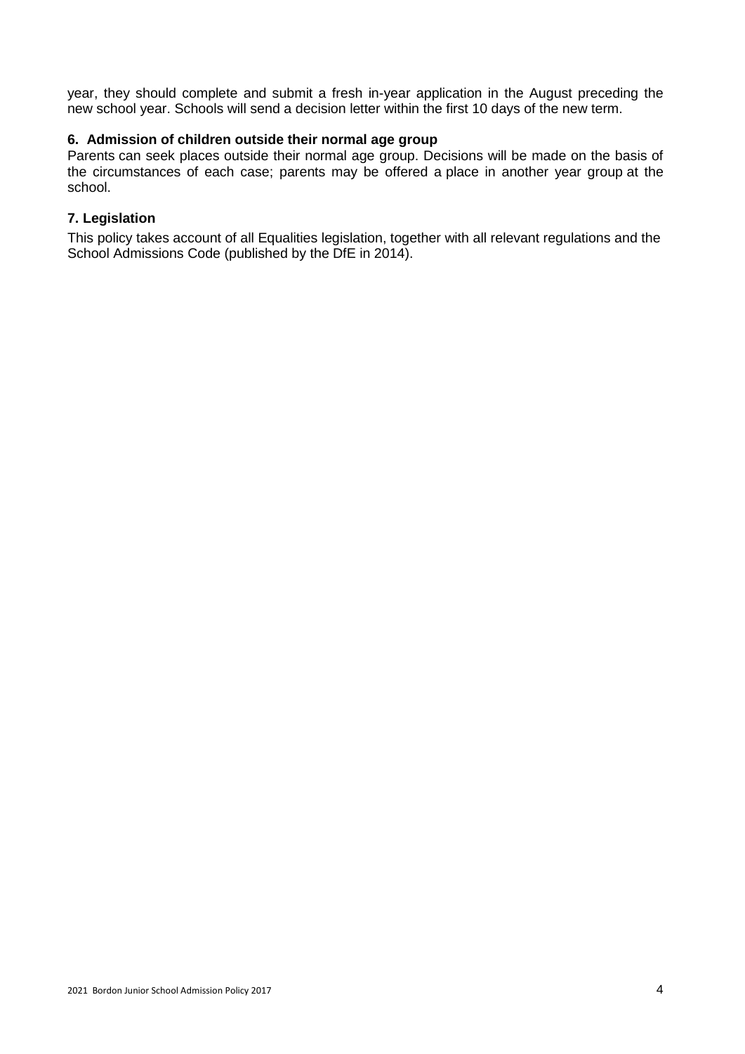year, they should complete and submit a fresh in-year application in the August preceding the new school year. Schools will send a decision letter within the first 10 days of the new term.

### 6. Admission of children outside their normal age group

Parents can seek places outside their normal age group. Decisions will be made on the basis of the circumstances of each case; parents may be offered a place in another year group at the school.

### 7. Legislation

This policy takes account of all Equalities legislation, together with all relevant regulations and the School Admissions Code (published by the DfE in 2014).